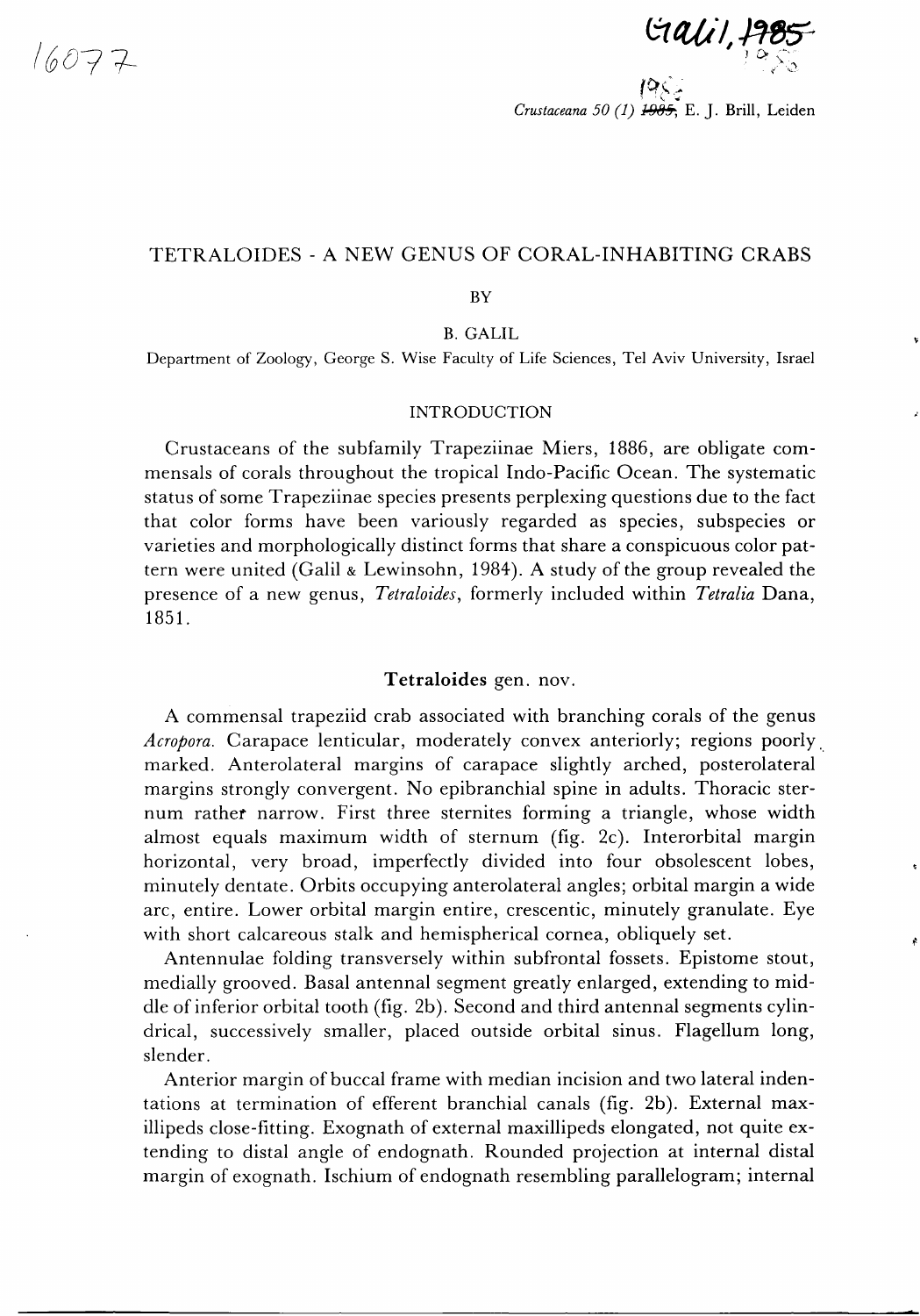# TETRALOIDES - A NEW GENUS OF CORAL-INHABITING CRABS

BY

B. GALIL

Department of Zoology, George S. Wise Faculty of Life Sciences, Tel Aviv University, Israel

## INTRODUCTION

Crustaceans of the subfamily Trapeziinae Miers, 1886, are obligate commensals of corals throughout the tropical Indo-Pacific Ocean. The systematic status of some Trapeziinae species presents perplexing questions due to the fact that color forms have been variously regarded as species, subspecies or varieties and morphologically distinct forms that share a conspicuous color pattern were united (Galil & Lewinsohn, 1984). A study of the group revealed the presence of a new genus, *Tetraloides*, formerly included within *Tetralia* Dana, 1851.

### Tetraloides gen. nov.

A commensal trapeziid crab associated with branching corals of the genus *Acropora*. Carapace lenticular, moderately convex anteriorly; regions poorly marked. Anterolateral margins of carapace slightly arched, posterolateral margins strongly convergent. No epibranchial spine in adults. Thoracic sternum rather narrow. First three sternites forming a triangle, whose width almost equals maximum width of sternum (fig. 2c). Interorbital margin horizontal, very broad, imperfectly divided into four obsolescent lobes, minutely dentate. Orbits occupying anterolateral angles; orbital margin a wide arc, entire. Lower orbital margin entire, crescentic, minutely granulate. Eye with short calcareous stalk and hemispherical cornea, obliquely set.

Antennulae folding transversely within subfrontal fossets. Epistome stout, medially grooved. Basal antennal segment greatly enlarged, extending to middle of inferior orbital tooth (fig. 2b). Second and third antennal segments cylindrical, successively smaller, placed outside orbital sinus. Flagellum long, slender.

Anterior margin of buccal frame with median incision and two lateral indentations at termination of efferent branchial canals (fig. 2b). External maxillipeds close-fitting. Exognath of external maxillipeds elongated, not quite extending to distal angle of endognath. Rounded projection at internal distal margin of exognath. Ischium of endognath resembling parallelogram; internal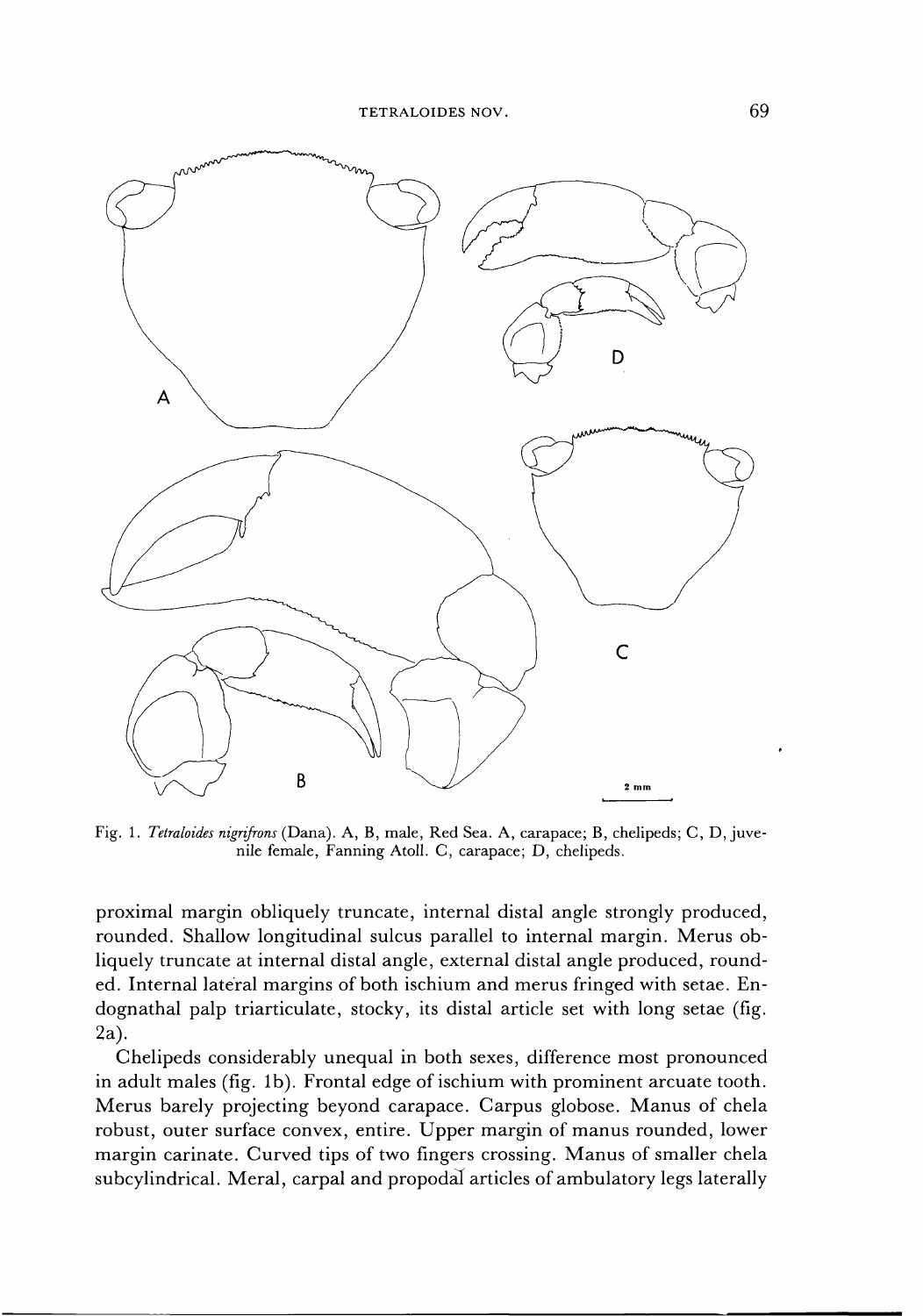Fig. 1. *Tetraloides nigrifrons* (Dana). A, B, male, Red Sea. A, carapace; B, chelipeds; C, D, juvenile female, Fanning Atoll. C, carapace; D, chelipeds.

proximal margin obliquely truncate, internal distal angle strongly produced, rounded. Shallow longitudinal sulcus parallel to internal margin. Merus obliquely truncate at internal distal angle, external distal angle produced, rounded. Internal lateral margins of both ischium and merus fringed with setae. Endognathal palp triarticulate, stocky, its distal article set with long setae (fig. 2a).

Chelipeds considerably unequal in both sexes, difference most pronounced in adult males (fig. 1b). Frontal edge of ischium with prominent arcuate tooth. Merus barely projecting beyond carapace. Carpus globose. Manus of chela robust, outer surface convex, entire. Upper margin of manus rounded, lower margin carinate. Curved tips of two fingers crossing. Manus of smaller chela subcylindrical. Meral, carpal and propodal articles of ambulatory legs laterally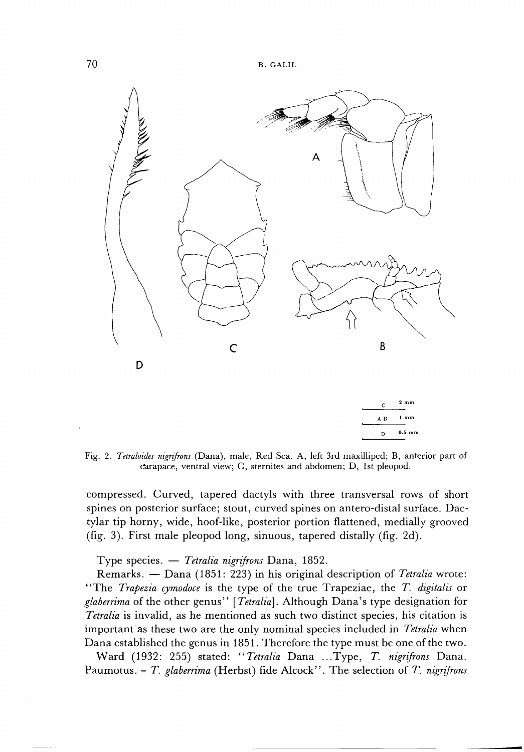Fig. 2. *Tetraloides nigrifrons* (Dana), male, Red Sea. A, left 3rd maxilliped; B, anterior part of carapace, ventral view; C, sternites and abdomen; D, 1st pleopod.

compressed. Curved, tapered dactyls with three transversal rows of short spines on posterior surface; stout, curved spines on antero-distal surface. Dactylar tip horny, wide, hoof-like, posterior portion flattened, medially grooved (fig. 3). First male pleopod long, sinuous, tapered distally (fig. 2d).

Type species. — *Tetralia nigrifrons* Dana, 1852.

Remarks. — Dana (1851: 223) in his original description of *Tetralia* wrote: "The *Trapezia cymodoce* is the type of the true Trapeziae, the *T. digitalis* or *glaberrima* of the other genus" [*Tetralia*]. Although Dana's type designation for *Tetralia* is invalid, as he mentioned as such two distinct species, his citation is important as these two are the only nominal species included in *Tetralia* when Dana established the genus in 1851. Therefore the type must be one of the two.

Ward (1932: 255) stated: "*Tetralia* Dana ...Type, *T. nigrifrons* Dana. Paumotus. = *T. glaberrima* (Herbst) fide Alcock". The selection of *T. nigrifrons*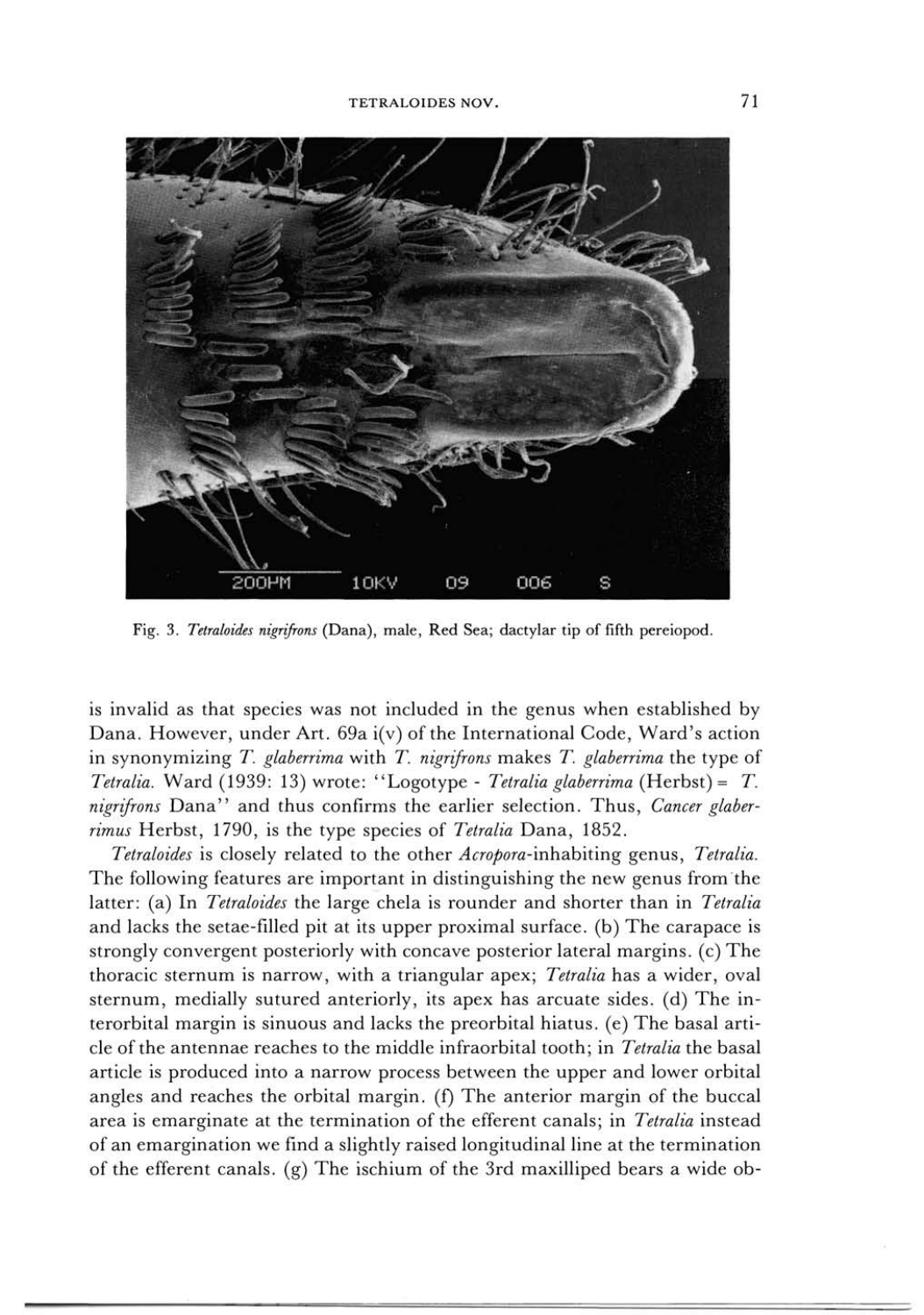Fig. 3. *Tetraloides nigrifrons* (Dana), male, Red Sea; dactylar tip of fifth pereiopod.

is invalid as that species was not included in the genus when established by Dana. However, under Art. 69a i(v) of the International Code, Ward's action in synonymizing *T. glaberrima* with *T. nigrifrons* makes *T. glaberrima* the type of *Tetralia*. Ward (1939: 13) wrote: "Logotype - *Tetralia glaberrima* (Herbst) = *T. nigrifrons* Dana" and thus confirms the earlier selection. Thus, *Cancer glaberrimus* Herbst, 1790, is the type species of *Tetralia* Dana, 1852.

*Tetraloides* is closely related to the other *Acropora*-inhabiting genus, *Tetralia*. The following features are important in distinguishing the new genus from the latter: (a) In *Tetraloides* the large chela is rounder and shorter than in *Tetralia* and lacks the setae-filled pit at its upper proximal surface. (b) The carapace is strongly convergent posteriorly with concave posterior lateral margins. (c) The thoracic sternum is narrow, with a triangular apex; *Tetralia* has a wider, oval sternum, medially sutured anteriorly, its apex has arcuate sides. (d) The interorbital margin is sinuous and lacks the preorbital hiatus. (e) The basal article of the antennae reaches to the middle infraorbital tooth; in *Tetralia* the basal article is produced into a narrow process between the upper and lower orbital angles and reaches the orbital margin. (f) The anterior margin of the buccal area is emarginate at the termination of the efferent canals; in *Tetralia* instead of an emargination we find a slightly raised longitudinal line at the termination of the efferent canals. (g) The ischium of the 3rd maxilliped bears a wide ob-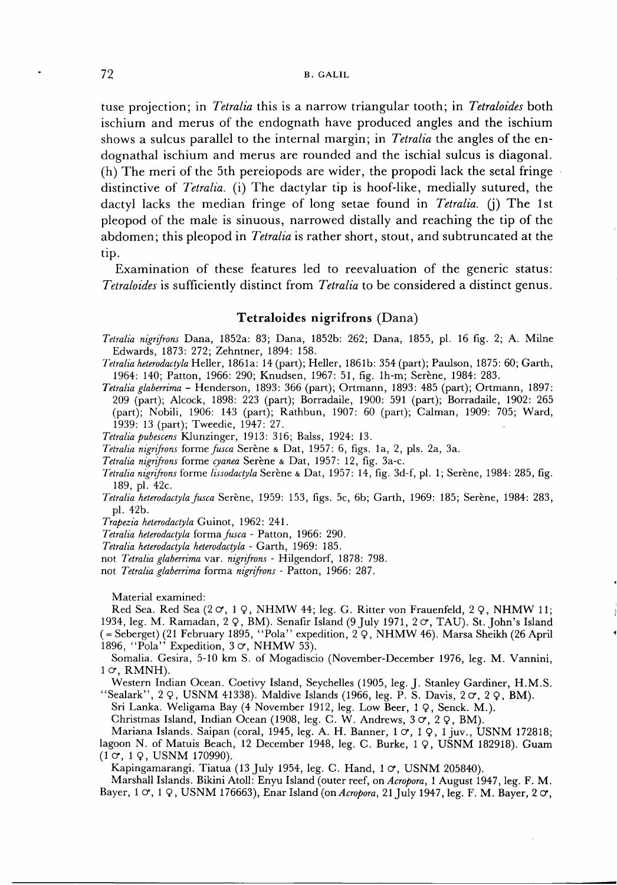tuse projection; in *Tetralia* this is a narrow triangular tooth; in *Tetraloides* both ischium and merus of the endognath have produced angles and the ischium shows a sulcus parallel to the internal margin; in *Tetralia* the angles of the endognathal ischium and merus are rounded and the ischial sulcus is diagonal. (h) The meri of the 5th pereiopods are wider, the propodi lack the setal fringe distinctive of *Tetralia*. (i) The dactylar tip is hoof-like, medially sutured, the dactyl lacks the median fringe of long setae found in *Tetralia*. (j) The 1st pleopod of the male is sinuous, narrowed distally and reaching the tip of the abdomen; this pleopod in *Tetralia* is rather short, stout, and subtruncated at the tip.

Examination of these features led to reevaluation of the generic status: *Tetraloides* is sufficiently distinct from *Tetralia* to be considered a distinct genus.

## Tetraloides nigrifrons (Dana)

*Tetralia nigrifrons* Dana, 1852a: 83; Dana, 1852b: 262; Dana, 1855, pl. 16 fig. 2; A. Milne Edwards, 1873: 272; Zehntner, 1894: 158.

*Tetralia heterodactyla* Heller, 1861a: 14 (part); Heller, 1861b: 354 (part); Paulson, 1875: 60; Garth, 1964: 140; Patton, 1966: 290; Knudsen, 1967: 51, fig. 1h-m; Serène, 1984: 283.

*Tetralia glaberrima* - Henderson, 1893: 366 (part); Ortmann, 1893: 485 (part); Ortmann, 1897: 209 (part); Alcock, 1898: 223 (part); Borradaile, 1900: 591 (part); Borradaile, 1902: 265 (part); Nobili, 1906: 143 (part); Rathbun, 1907: 60 (part); Calman, 1909: 705; Ward, 1939: 13 (part); Tweedie, 1947: 27.

*Tetralia pubescens* Klunzinger, 1913: 316; Balss, 1924: 13.

*Tetralia nigrifrons* forme *fusca* Serène & Dat, 1957: 6, figs. 1a, 2, pls. 2a, 3a.

*Tetralia nigrifrons* forme *cyanea* Serène & Dat, 1957: 12, fig. 3a-c.

*Tetralia nigrifrons* forme *lissodactyla* Serène & Dat, 1957: 14, fig. 3d-f, pl. 1; Serène, 1984: 285, fig. 189, pl. 42c.

*Tetralia heterodactyla fusca* Serène, 1959: 153, figs. 5c, 6b; Garth, 1969: 185; Serène, 1984: 283, pl. 42b.

*Trapezia heterodactyla* Guinot, 1962: 241.

*Tetralia heterodactyla* forma *fusca* - Patton, 1966: 290.

*Tetralia heterodactyla heterodactyla* - Garth, 1969: 185.

not *Tetralia glaberrima* var. *nigrifrons* - Hilgendorf, 1878: 798.

not *Tetralia glaberrima* forma *nigrifrons* - Patton, 1966: 287.

Material examined:

Red Sea. Red Sea (2 ♂, 1 ♀, NHMW 44; leg. G. Ritter von Frauenfeld, 2 ♀, NHMW 11; 1934, leg. M. Ramadan, 2 ♀, BM). Senafir Island (9 July 1971, 2 ♂, TAU). St. John's Island (= Seberget) (21 February 1895, "Pola" expedition, 2 ♀, NHMW 46). Marsa Sheikh (26 April 1896, "Pola" Expedition, 3 ♂, NHMW 53).

Somalia. Gesira, 5-10 km S. of Mogadiscio (November-December 1976, leg. M. Vannini, 1 ♂, RMNH).

Western Indian Ocean. Coetivy Island, Seychelles (1905, leg. J. Stanley Gardiner, H.M.S. "Sealark", 2 ♀, USNM 41338). Maldive Islands (1966, leg. P. S. Davis, 2 ♂, 2 ♀, BM).

Sri Lanka. Weligama Bay (4 November 1912, leg. Low Beer, 1 ♀, Senck. M.).

Christmas Island, Indian Ocean (1908, leg. C. W. Andrews, 3 ♂, 2 ♀, BM).

Mariana Islands. Saipan (coral, 1945, leg. A. H. Banner, 1 ♂, 1 ♀, 1 juv., USNM 172818; lagoon N. of Matuis Beach, 12 December 1948, leg. C. Burke, 1 ♀, USNM 182918). Guam (1 ♂, 1 ♀, USNM 170990).

Kapingamarangi. Tiatua (13 July 1954, leg. C. Hand, 1 ♂, USNM 205840).

Marshall Islands. Bikini Atoll: Enyu Island (outer reef, on *Acropora*, 1 August 1947, leg. F. M. Bayer, 1 ♂, 1 ♀, USNM 176663), Enar Island (on *Acropora*, 21 July 1947, leg. F. M. Bayer, 2 ♂,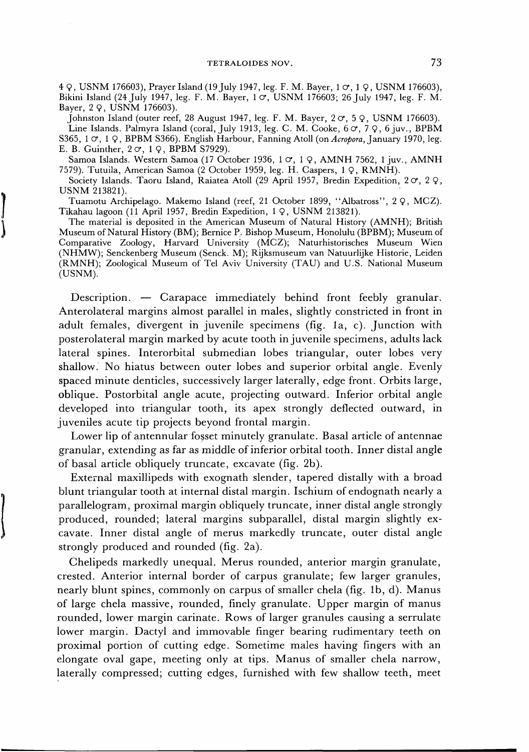4 ♀, USNM 176603), Prayer Island (19 July 1947, leg. F. M. Bayer, 1 ♂, 1 ♀, USNM 176603), Bikini Island (24 July 1947, leg. F. M. Bayer, 1 ♂, USNM 176603; 26 July 1947, leg. F. M. Bayer, 2 ♀, USNM 176603).

Johnston Island (outer reef, 28 August 1947, leg. F. M. Bayer, 2 ♂, 5 ♀, USNM 176603).

Line Islands. Palmyra Island (coral, July 1913, leg. C. M. Cooke, 6 ♂, 7 ♀, 6 juv., BPBM S365, 1 ♂, 1 ♀, BPBM S366). English Harbour, Fanning Atoll (on *Acropora*, January 1970, leg. E. B. Guinther, 2 ♂, 1 ♀, BPBM S7929).

Samoa Islands. Western Samoa (17 October 1936, 1 ♂, 1 ♀, AMNH 7562, 1 juv., AMNH 7579). Tutuila, American Samoa (2 October 1959, leg. H. Caspers, 1 ♀, RMNH).

Society Islands. Taoru Island, Raiatea Atoll (29 April 1957, Bredin Expedition, 2 ♂, 2 ♀, USNM 213821).

Tuamotu Archipelago. Makemo Island (reef, 21 October 1899, "Albatross", 2 ♀, MCZ). Tikahau lagoon (11 April 1957, Bredin Expedition, 1 ♀, USNM 213821).

The material is deposited in the American Museum of Natural History (AMNH); British Museum of Natural History (BM); Bernice P. Bishop Museum, Honolulu (BPBM); Museum of Comparative Zoology, Harvard University (MCZ); Naturhistorisches Museum Wien (NHMW); Senckenberg Museum (Senck. M); Rijksmuseum van Natuurlijke Historie, Leiden (RMNH); Zoological Museum of Tel Aviv University (TAU) and U.S. National Museum (USNM).

Description. — Carapace immediately behind front feebly granular. Anterolateral margins almost parallel in males, slightly constricted in front in adult females, divergent in juvenile specimens (fig. 1a, c). Junction with posterolateral margin marked by acute tooth in juvenile specimens, adults lack lateral spines. Interorbital submedian lobes triangular, outer lobes very shallow. No hiatus between outer lobes and superior orbital angle. Evenly spaced minute denticles, successively larger laterally, edge front. Orbits large, oblique. Postorbital angle acute, projecting outward. Inferior orbital angle developed into triangular tooth, its apex strongly deflected outward, in juveniles acute tip projects beyond frontal margin.

Lower lip of antennular fosset minutely granulate. Basal article of antennae granular, extending as far as middle of inferior orbital tooth. Inner distal angle of basal article obliquely truncate, excavate (fig. 2b).

External maxillipeds with exognath slender, tapered distally with a broad blunt triangular tooth at internal distal margin. Ischium of endognath nearly a parallelogram, proximal margin obliquely truncate, inner distal angle strongly produced, rounded; lateral margins subparallel, distal margin slightly excavate. Inner distal angle of merus markedly truncate, outer distal angle strongly produced and rounded (fig. 2a).

Chelipeds markedly unequal. Merus rounded, anterior margin granulate, crested. Anterior internal border of carpus granulate; few larger granules, nearly blunt spines, commonly on carpus of smaller chela (fig. 1b, d). Manus of large chela massive, rounded, finely granulate. Upper margin of manus rounded, lower margin carinate. Rows of larger granules causing a serrulate lower margin. Dactyl and immovable finger bearing rudimentary teeth on proximal portion of cutting edge. Sometime males having fingers with an elongate oval gape, meeting only at tips. Manus of smaller chela narrow, laterally compressed; cutting edges, furnished with few shallow teeth, meet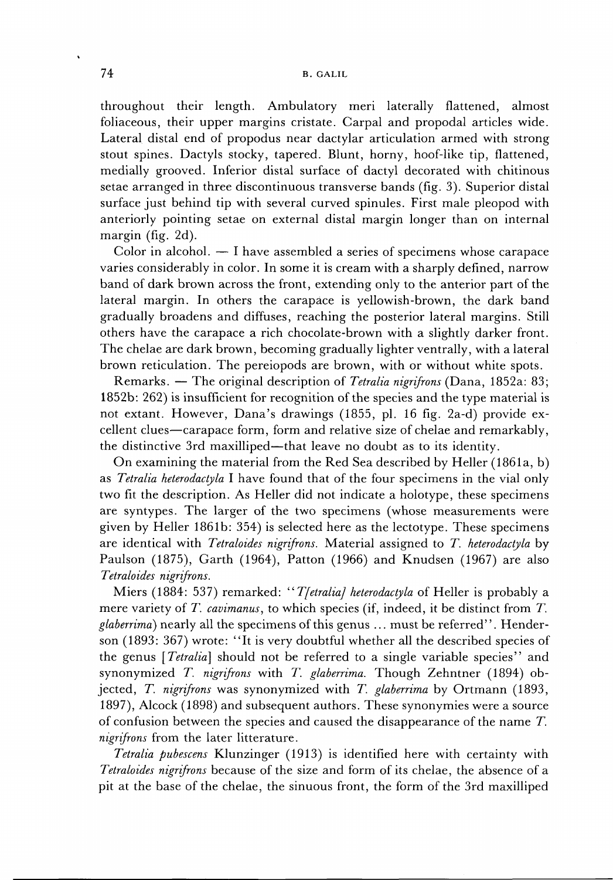throughout their length. Ambulatory meri laterally flattened, almost foliaceous, their upper margins cristate. Carpal and propodal articles wide. Lateral distal end of propodus near dactylar articulation armed with strong stout spines. Dactyls stocky, tapered. Blunt, horny, hoof-like tip, flattened, medially grooved. Inferior distal surface of dactyl decorated with chitinous setae arranged in three discontinuous transverse bands (fig. 3). Superior distal surface just behind tip with several curved spinules. First male pleopod with anteriorly pointing setae on external distal margin longer than on internal margin (fig. 2d).

Color in alcohol. — I have assembled a series of specimens whose carapace varies considerably in color. In some it is cream with a sharply defined, narrow band of dark brown across the front, extending only to the anterior part of the lateral margin. In others the carapace is yellowish-brown, the dark band gradually broadens and diffuses, reaching the posterior lateral margins. Still others have the carapace a rich chocolate-brown with a slightly darker front. The chelae are dark brown, becoming gradually lighter ventrally, with a lateral brown reticulation. The pereiopods are brown, with or without white spots.

Remarks. — The original description of *Tetralia nigrifrons* (Dana, 1852a: 83; 1852b: 262) is insufficient for recognition of the species and the type material is not extant. However, Dana's drawings (1855, pl. 16 fig. 2a-d) provide excellent clues—carapace form, form and relative size of chelae and remarkably, the distinctive 3rd maxilliped—that leave no doubt as to its identity.

On examining the material from the Red Sea described by Heller (1861a, b) as *Tetralia heterodactyla* I have found that of the four specimens in the vial only two fit the description. As Heller did not indicate a holotype, these specimens are syntypes. The larger of the two specimens (whose measurements were given by Heller 1861b: 354) is selected here as the lectotype. These specimens are identical with *Tetraloides nigrifrons.* Material assigned to *T. heterodactyla* by Paulson (1875), Garth (1964), Patton (1966) and Knudsen (1967) are also *Tetraloides nigrifrons.*

Miers (1884: 537) remarked: "*T[etralia] heterodactyla* of Heller is probably a mere variety of *T. cavimanus*, to which species (if, indeed, it be distinct from *T. glaberrima*) nearly all the specimens of this genus ... must be referred". Henderson (1893: 367) wrote: "It is very doubtful whether all the described species of the genus [*Tetralia*] should not be referred to a single variable species" and synonymized *T. nigrifrons* with *T. glaberrima.* Though Zehntner (1894) objected, *T. nigrifrons* was synonymized with *T. glaberrima* by Ortmann (1893, 1897), Alcock (1898) and subsequent authors. These synonymies were a source of confusion between the species and caused the disappearance of the name *T. nigrifrons* from the later litterature.

*Tetralia pubescens* Klunzinger (1913) is identified here with certainty with *Tetraloides nigrifrons* because of the size and form of its chelae, the absence of a pit at the base of the chelae, the sinuous front, the form of the 3rd maxilliped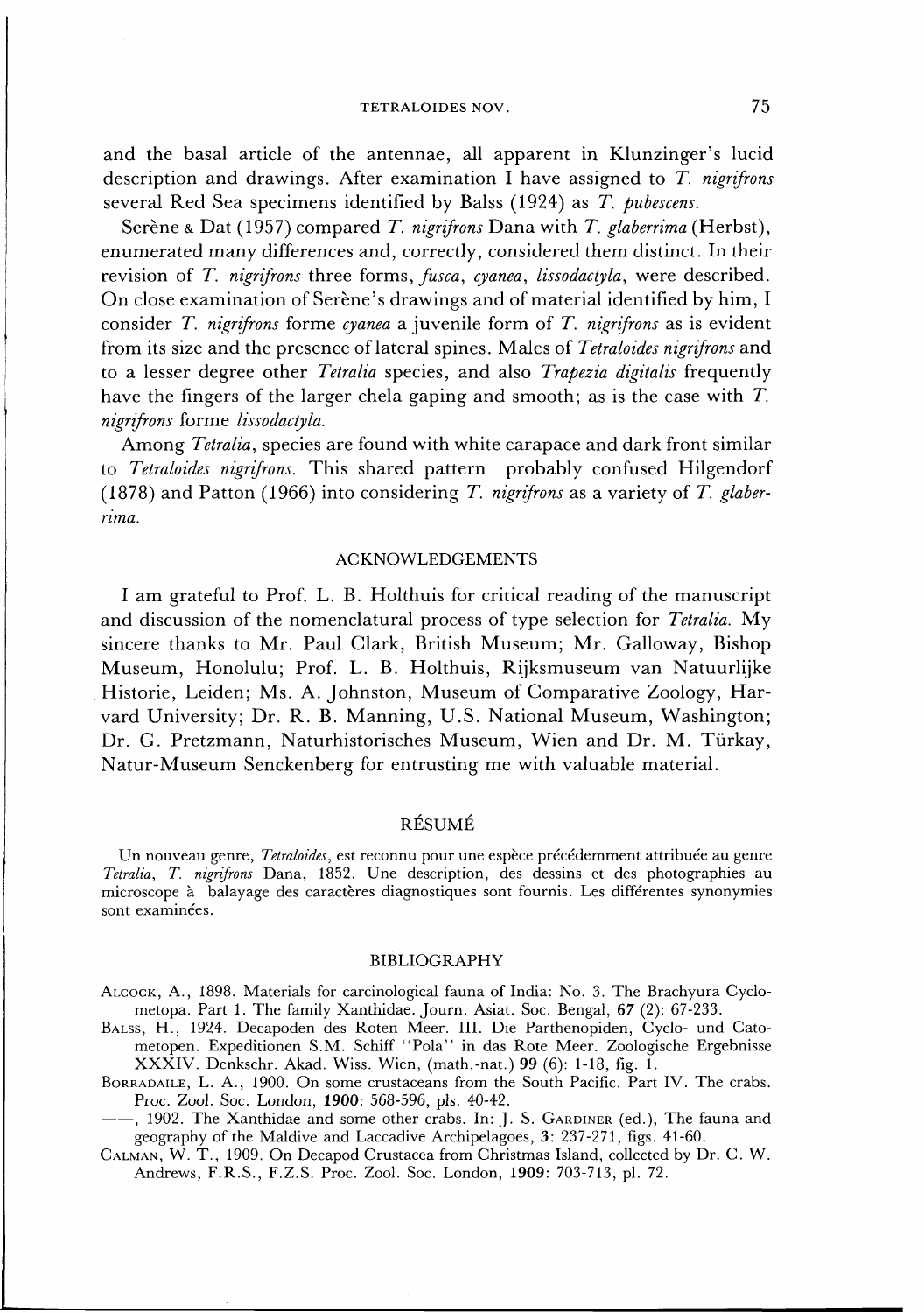and the basal article of the antennae, all apparent in Klunzinger's lucid description and drawings. After examination I have assigned to *T. nigrifrons* several Red Sea specimens identified by Balss (1924) as *T. pubescens*.

Serène & Dat (1957) compared *T. nigrifrons* Dana with *T. glaberrima* (Herbst), enumerated many differences and, correctly, considered them distinct. In their revision of *T. nigrifrons* three forms, *fusca*, *cyanea*, *lissodactyla*, were described. On close examination of Serène's drawings and of material identified by him, I consider *T. nigrifrons* forme *cyanea* a juvenile form of *T. nigrifrons* as is evident from its size and the presence of lateral spines. Males of *Tetraloides nigrifrons* and to a lesser degree other *Tetralia* species, and also *Trapezia digitalis* frequently have the fingers of the larger chela gaping and smooth; as is the case with *T. nigrifrons* forme *lissodactyla*.

Among *Tetralia*, species are found with white carapace and dark front similar to *Tetraloides nigrifrons*. This shared pattern probably confused Hilgendorf (1878) and Patton (1966) into considering *T. nigrifrons* as a variety of *T. glaberrima*.

## ACKNOWLEDGEMENTS

I am grateful to Prof. L. B. Holthuis for critical reading of the manuscript and discussion of the nomenclatural process of type selection for *Tetralia*. My sincere thanks to Mr. Paul Clark, British Museum; Mr. Galloway, Bishop Museum, Honolulu; Prof. L. B. Holthuis, Rijksmuseum van Natuurlijke Historie, Leiden; Ms. A. Johnston, Museum of Comparative Zoology, Harvard University; Dr. R. B. Manning, U.S. National Museum, Washington; Dr. G. Pretzmann, Naturhistorisches Museum, Wien and Dr. M. Türkay, Natur-Museum Senckenberg for entrusting me with valuable material.

## RÉSUMÉ

Un nouveau genre, *Tetraloides*, est reconnu pour une espèce précédemment attribuée au genre *Tetralia*, *T. nigrifrons* Dana, 1852. Une description, des dessins et des photographies au microscope à balayage des caractères diagnostiques sont fournis. Les différentes synonymies sont examinées.

## BIBLIOGRAPHY

ALCOCK, A., 1898. Materials for carcinological fauna of India: No. 3. The Brachyura Cyclometopa. Part 1. The family Xanthidae. Journ. Asiat. Soc. Bengal, **67** (2): 67-233.

BALSS, H., 1924. Decapoden des Roten Meer. III. Die Parthenopiden, Cyclo- und Catometopen. Expeditionen S.M. Schiff "Pola" in das Rote Meer. Zoologische Ergebnisse XXXIV. Denkschr. Akad. Wiss. Wien, (math.-nat.) **99** (6): 1-18, fig. 1.

BORRADAILE, L. A., 1900. On some crustaceans from the South Pacific. Part IV. The crabs. Proc. Zool. Soc. London, **1900**: 568-596, pls. 40-42.

——, 1902. The Xanthidae and some other crabs. In: J. S. GARDINER (ed.), The fauna and geography of the Maldive and Laccadive Archipelagoes, **3**: 237-271, figs. 41-60.

CALMAN, W. T., 1909. On Decapod Crustacea from Christmas Island, collected by Dr. C. W. Andrews, F.R.S., F.Z.S. Proc. Zool. Soc. London, **1909**: 703-713, pl. 72.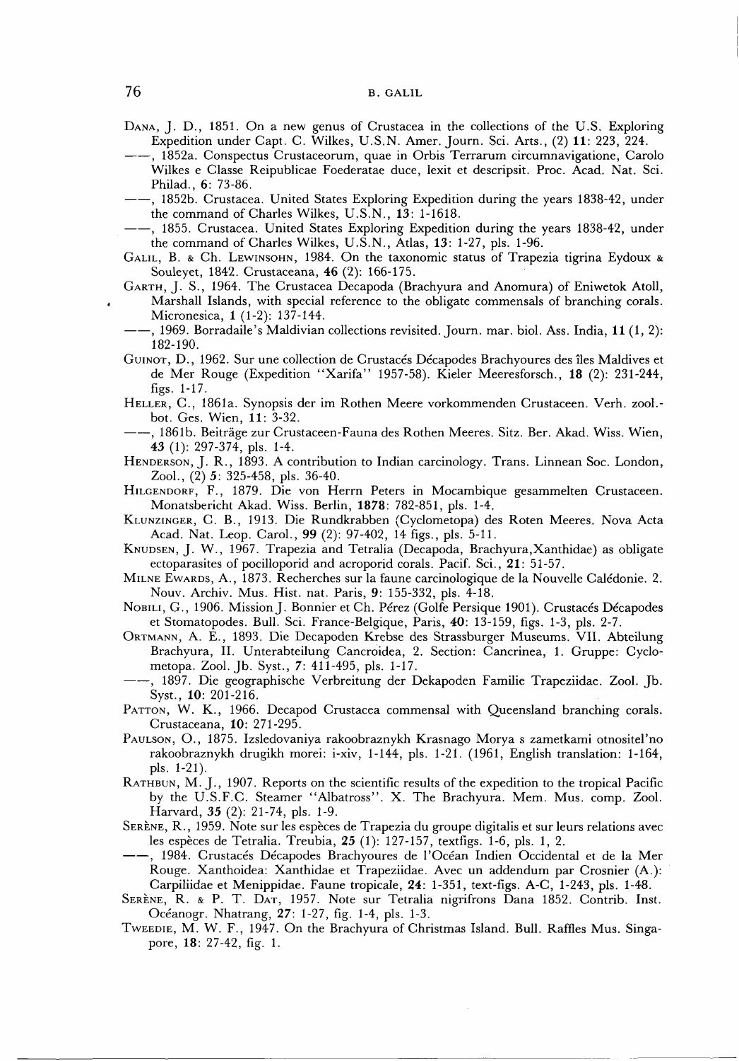DANA, J. D., 1851. On a new genus of Crustacea in the collections of the U.S. Exploring Expedition under Capt. C. Wilkes, U.S.N. Amer. Journ. Sci. Arts., (2) **11**: 223, 224.

——, 1852a. Conspectus Crustaceorum, quae in Orbis Terrarum circumnavigatione, Carolo Wilkes e Classe Reipublicae Foederatae duce, lexit et descripsit. Proc. Acad. Nat. Sci. Philad., **6**: 73-86.

——, 1852b. Crustacea. United States Exploring Expedition during the years 1838-42, under the command of Charles Wilkes, U.S.N., **13**: 1-1618.

——, 1855. Crustacea. United States Exploring Expedition during the years 1838-42, under the command of Charles Wilkes, U.S.N., Atlas, **13**: 1-27, pls. 1-96.

GALIL, B. & CH. LEWINSOHN, 1984. On the taxonomic status of Trapezia tigrina Eydoux & Souleyet, 1842. Crustaceana, **46** (2): 166-175.

GARTH, J. S., 1964. The Crustacea Decapoda (Brachyura and Anomura) of Eniwetok Atoll, Marshall Islands, with special reference to the obligate commensals of branching corals. Micronesica, **1** (1-2): 137-144.

——, 1969. Borradaile's Maldivian collections revisited. Journ. mar. biol. Ass. India, **11** (1, 2): 182-190.

GUINOT, D., 1962. Sur une collection de Crustacés Décapodes Brachyoures des îles Maldives et de Mer Rouge (Expedition "Xarifa" 1957-58). Kieler Meeresforsch., **18** (2): 231-244, figs. 1-17.

HELLER, C., 1861a. Synopsis der im Rothen Meere vorkommenden Crustaceen. Verh. zool.-bot. Ges. Wien, **11**: 3-32.

——, 1861b. Beiträge zur Crustaceen-Fauna des Rothen Meeres. Sitz. Ber. Akad. Wiss. Wien, **43** (1): 297-374, pls. 1-4.

HENDERSON, J. R., 1893. A contribution to Indian carcinology. Trans. Linnean Soc. London, Zool., (2) **5**: 325-458, pls. 36-40.

HILGENDORF, F., 1879. Die von Herrn Peters in Mocambique gesammelten Crustaceen. Monatsbericht Akad. Wiss. Berlin, **1878**: 782-851, pls. 1-4.

KLUNZINGER, C. B., 1913. Die Rundkrabben (Cyclometopa) des Roten Meeres. Nova Acta Acad. Nat. Leop. Carol., **99** (2): 97-402, 14 figs., pls. 5-11.

KNUDSEN, J. W., 1967. Trapezia and Tetralia (Decapoda, Brachyura,Xanthidae) as obligate ectoparasites of pocilloporid and acroporid corals. Pacif. Sci., **21**: 51-57.

MILNE EWARDS, A., 1873. Recherches sur la faune carcinologique de la Nouvelle Calédonie. 2. Nouv. Archiv. Mus. Hist. nat. Paris, **9**: 155-332, pls. 4-18.

NOBILI, G., 1906. Mission J. Bonnier et Ch. Pérez (Golfe Persique 1901). Crustacés Décapodes et Stomatopodes. Bull. Sci. France-Belgique, Paris, **40**: 13-159, figs. 1-3, pls. 2-7.

ORTMANN, A. E., 1893. Die Decapoden Krebse des Strassburger Museums. VII. Abteilung Brachyura, II. Unterabteilung Cancroidea, 2. Section: Cancrinea, 1. Gruppe: Cyclometopa. Zool. Jb. Syst., **7**: 411-495, pls. 1-17.

——, 1897. Die geographische Verbreitung der Dekapoden Familie Trapeziidae. Zool. Jb. Syst., **10**: 201-216.

PATTON, W. K., 1966. Decapod Crustacea commensal with Queensland branching corals. Crustaceana, **10**: 271-295.

PAULSON, O., 1875. Izsledovaniya rakoobraznykh Krasnago Morya s zametkami otnositel'no rakoobraznykh drugikh morei: i-xiv, 1-144, pls. 1-21. (1961, English translation: 1-164, pls. 1-21).

RATHBUN, M. J., 1907. Reports on the scientific results of the expedition to the tropical Pacific by the U.S.F.C. Steamer "Albatross". X. The Brachyura. Mem. Mus. comp. Zool. Harvard, **35** (2): 21-74, pls. 1-9.

SERÈNE, R., 1959. Note sur les espèces de Trapezia du groupe digitalis et sur leurs relations avec les espèces de Tetralia. Treubia, **25** (1): 127-157, textfigs. 1-6, pls. 1, 2.

——, 1984. Crustacés Décapodes Brachyoures de l'Océan Indien Occidental et de la Mer Rouge. Xanthoidea: Xanthidae et Trapeziidae. Avec un addendum par Crosnier (A.): Carpiliidae et Menippidae. Faune tropicale, **24**: 1-351, text-figs. A-C, 1-243, pls. 1-48.

SERÈNE, R. & P. T. DAT, 1957. Note sur Tetralia nigrifrons Dana 1852. Contrib. Inst. Océanogr. Nhatrang, **27**: 1-27, fig. 1-4, pls. 1-3.

TWEEDIE, M. W. F., 1947. On the Brachyura of Christmas Island. Bull. Raffles Mus. Singapore, **18**: 27-42, fig. 1.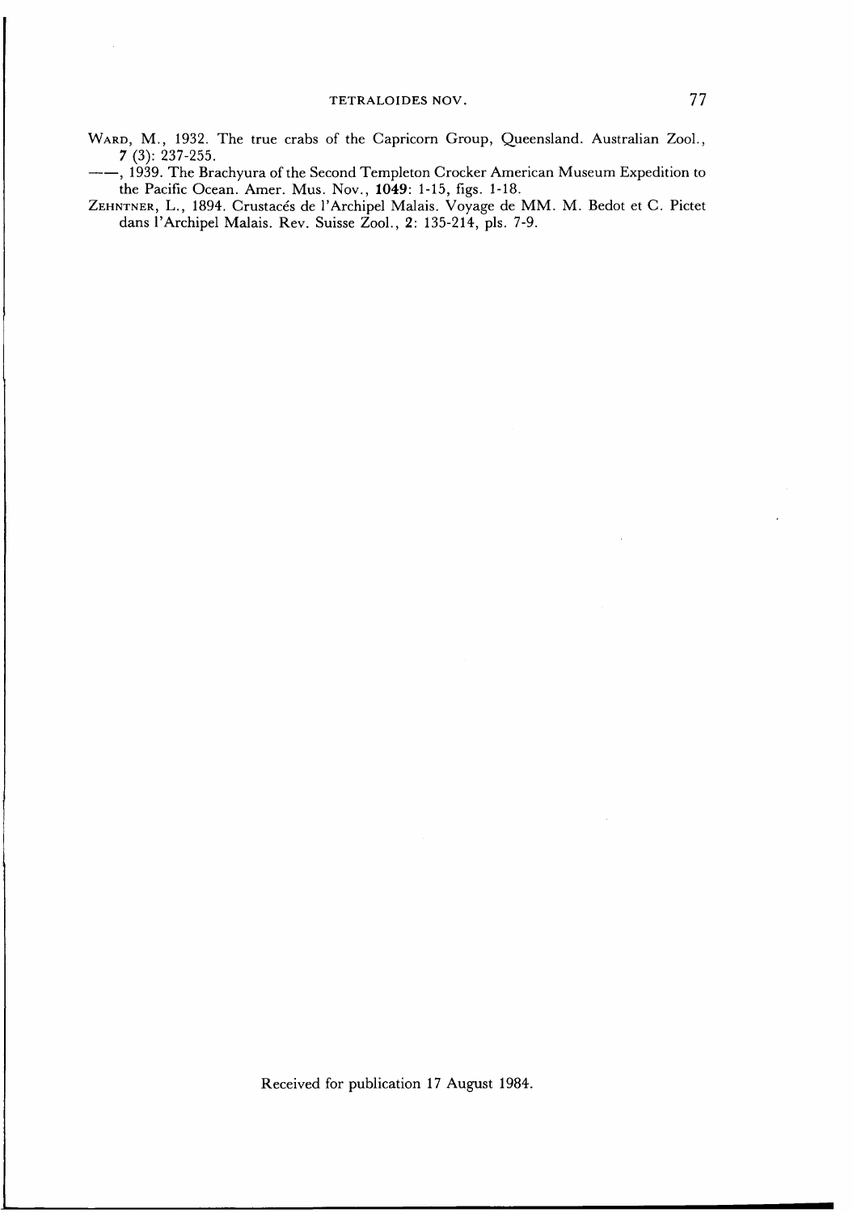WARD, M., 1932. The true crabs of the Capricorn Group, Queensland. Australian Zool., **7** (3): 237-255.

——, 1939. The Brachyura of the Second Templeton Crocker American Museum Expedition to the Pacific Ocean. Amer. Mus. Nov., **1049**: 1-15, figs. 1-18.

ZEHNTNER, L., 1894. Crustacés de l'Archipel Malais. Voyage de MM. M. Bedot et C. Pictet dans l'Archipel Malais. Rev. Suisse Zool., **2**: 135-214, pls. 7-9.

Received for publication 17 August 1984.